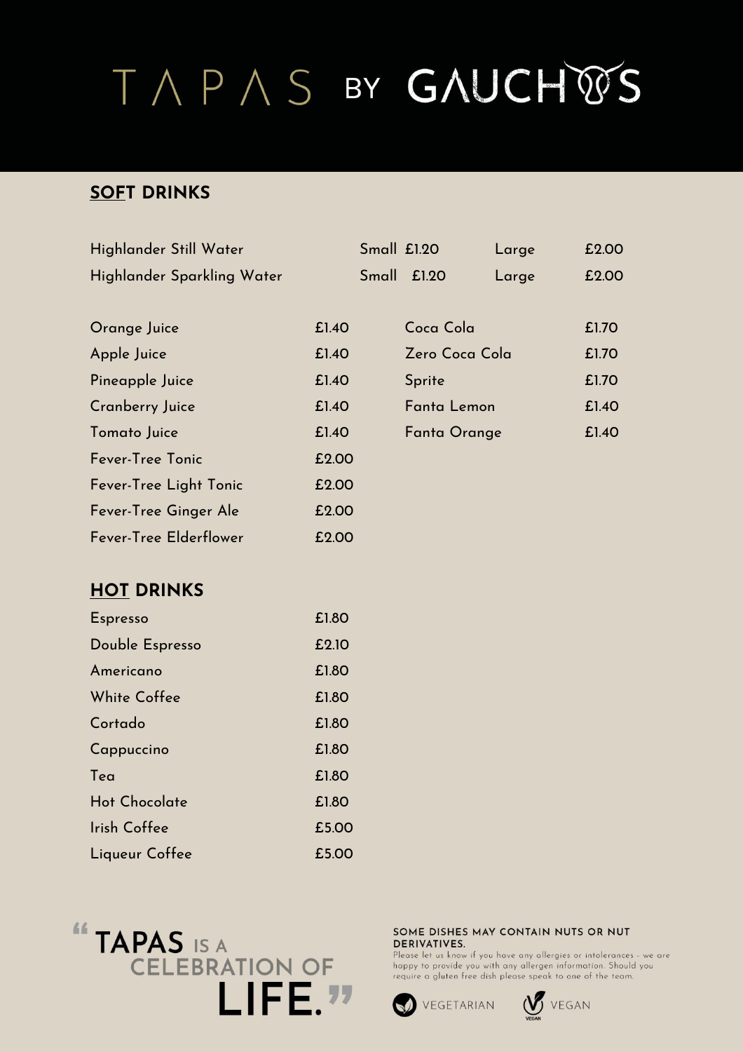# TAPAS BY GAUCHOS

## SOFT DRINKS

| | Small | | Large | |
|---|---|---|---|---|
| Highlander Still Water | Small | £1.20 | Large | £2.00 |
| Highlander Sparkling Water | Small | £1.20 | Large | £2.00 |

| | | | |
|---|---|---|---|
| Orange Juice | £1.40 | Coca Cola | £1.70 |
| Apple Juice | £1.40 | Zero Coca Cola | £1.70 |
| Pineapple Juice | £1.40 | Sprite | £1.70 |
| Cranberry Juice | £1.40 | Fanta Lemon | £1.40 |
| Tomato Juice | £1.40 | Fanta Orange | £1.40 |
| Fever-Tree Tonic | £2.00 | | |
| Fever-Tree Light Tonic | £2.00 | | |
| Fever-Tree Ginger Ale | £2.00 | | |
| Fever-Tree Elderflower | £2.00 | | |

## HOT DRINKS

| | |
|---|---|
| Espresso | £1.80 |
| Double Espresso | £2.10 |
| Americano | £1.80 |
| White Coffee | £1.80 |
| Cortado | £1.80 |
| Cappuccino | £1.80 |
| Tea | £1.80 |
| Hot Chocolate | £1.80 |
| Irish Coffee | £5.00 |
| Liqueur Coffee | £5.00 |

"TAPAS IS A CELEBRATION OF LIFE."

**SOME DISHES MAY CONTAIN NUTS OR NUT DERIVATIVES.**
Please let us know if you have any allergies or intolerances - we are happy to provide you with any allergen information. Should you require a gluten free dish please speak to one of the team.

VEGETARIAN VEGAN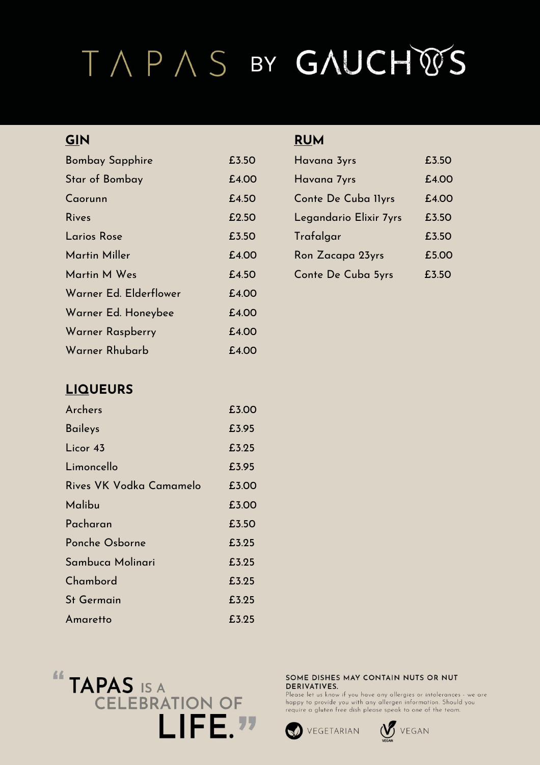# TAPAS BY GAUCHOS

## GIN

| Item | Price |
| --- | --- |
| Bombay Sapphire | £3.50 |
| Star of Bombay | £4.00 |
| Caorunn | £4.50 |
| Rives | £2.50 |
| Larios Rose | £3.50 |
| Martin Miller | £4.00 |
| Martin M Wes | £4.50 |
| Warner Ed. Elderflower | £4.00 |
| Warner Ed. Honeybee | £4.00 |
| Warner Raspberry | £4.00 |
| Warner Rhubarb | £4.00 |

## LIQUEURS

| Item | Price |
| --- | --- |
| Archers | £3.00 |
| Baileys | £3.95 |
| Licor 43 | £3.25 |
| Limoncello | £3.95 |
| Rives VK Vodka Camamelo | £3.00 |
| Malibu | £3.00 |
| Pacharan | £3.50 |
| Ponche Osborne | £3.25 |
| Sambuca Molinari | £3.25 |
| Chambord | £3.25 |
| St Germain | £3.25 |
| Amaretto | £3.25 |

## RUM

| Item | Price |
| --- | --- |
| Havana 3yrs | £3.50 |
| Havana 7yrs | £4.00 |
| Conte De Cuba 11yrs | £4.00 |
| Legandario Elixir 7yrs | £3.50 |
| Trafalgar | £3.50 |
| Ron Zacapa 23yrs | £5.00 |
| Conte De Cuba 5yrs | £3.50 |

"TAPAS IS A CELEBRATION OF LIFE."

**SOME DISHES MAY CONTAIN NUTS OR NUT DERIVATIVES.**
Please let us know if you have any allergies or intolerances - we are happy to provide you with any allergen information. Should you require a gluten free dish please speak to one of the team.

VEGETARIAN    VEGAN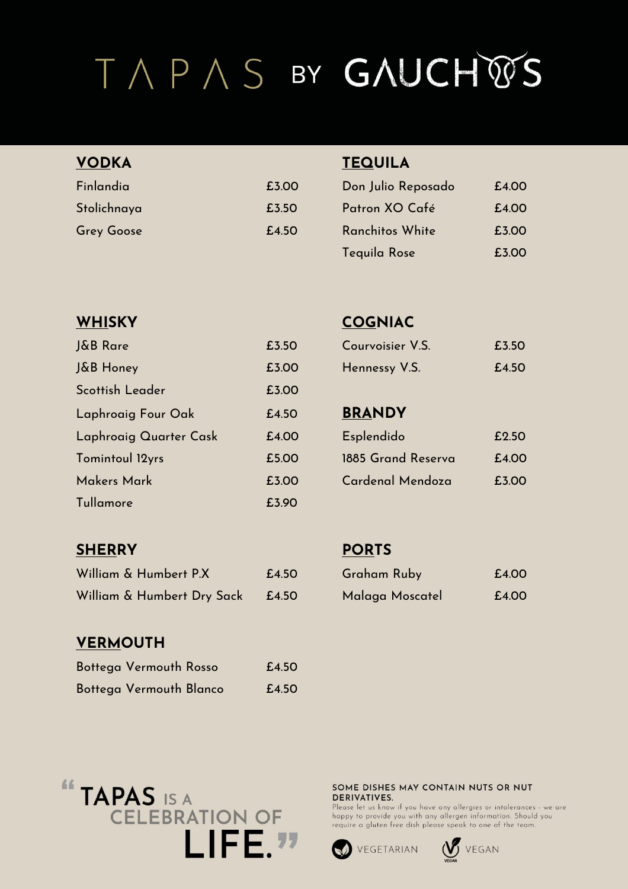# TAPAS BY GAUCHOS

## VODKA

| | |
|---|---|
| Finlandia | £3.00 |
| Stolichnaya | £3.50 |
| Grey Goose | £4.50 |

## TEQUILA

| | |
|---|---|
| Don Julio Reposado | £4.00 |
| Patron XO Café | £4.00 |
| Ranchitos White | £3.00 |
| Tequila Rose | £3.00 |

## WHISKY

| | |
|---|---|
| J&B Rare | £3.50 |
| J&B Honey | £3.00 |
| Scottish Leader | £3.00 |
| Laphroaig Four Oak | £4.50 |
| Laphroaig Quarter Cask | £4.00 |
| Tomintoul 12yrs | £5.00 |
| Makers Mark | £3.00 |
| Tullamore | £3.90 |

## COGNIAC

| | |
|---|---|
| Courvoisier V.S. | £3.50 |
| Hennessy V.S. | £4.50 |

## BRANDY

| | |
|---|---|
| Esplendido | £2.50 |
| 1885 Grand Reserva | £4.00 |
| Cardenal Mendoza | £3.00 |

## SHERRY

| | |
|---|---|
| William & Humbert P.X | £4.50 |
| William & Humbert Dry Sack | £4.50 |

## PORTS

| | |
|---|---|
| Graham Ruby | £4.00 |
| Malaga Moscatel | £4.00 |

## VERMOUTH

| | |
|---|---|
| Bottega Vermouth Rosso | £4.50 |
| Bottega Vermouth Blanco | £4.50 |

"TAPAS IS A CELEBRATION OF LIFE."

**SOME DISHES MAY CONTAIN NUTS OR NUT DERIVATIVES.**

Please let us know if you have any allergies or intolerances - we are happy to provide you with any allergen information. Should you require a gluten free dish please speak to one of the team.

VEGETARIAN VEGAN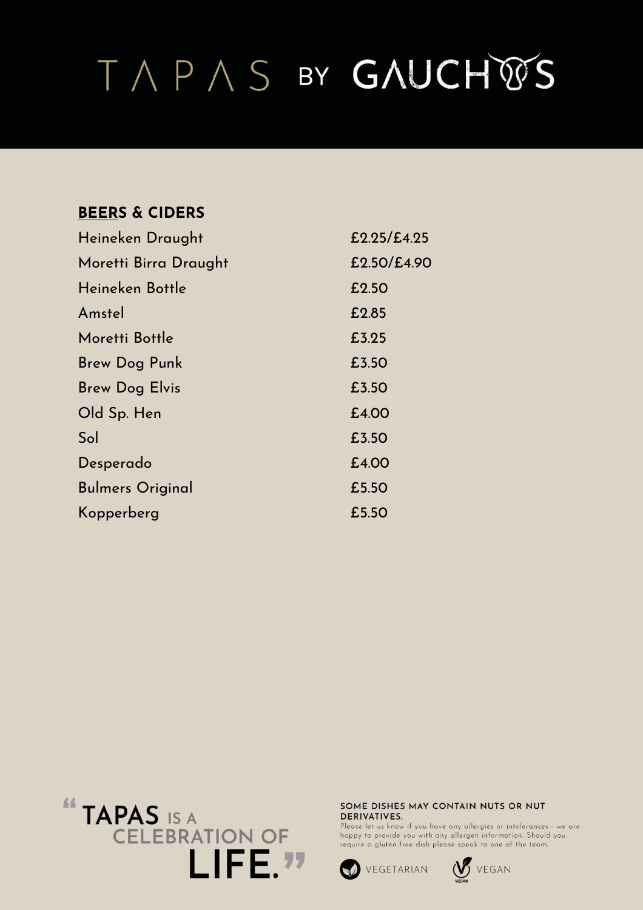# TAPAS BY GAUCHOS

## BEERS & CIDERS

| | |
|---|---|
| Heineken Draught | £2.25/£4.25 |
| Moretti Birra Draught | £2.50/£4.90 |
| Heineken Bottle | £2.50 |
| Amstel | £2.85 |
| Moretti Bottle | £3.25 |
| Brew Dog Punk | £3.50 |
| Brew Dog Elvis | £3.50 |
| Old Sp. Hen | £4.00 |
| Sol | £3.50 |
| Desperado | £4.00 |
| Bulmers Original | £5.50 |
| Kopperberg | £5.50 |

"TAPAS IS A CELEBRATION OF LIFE."

**SOME DISHES MAY CONTAIN NUTS OR NUT DERIVATIVES.**
Please let us know if you have any allergies or intolerances - we are happy to provide you with any allergen information. Should you require a gluten free dish please speak to one of the team.

VEGETARIAN VEGAN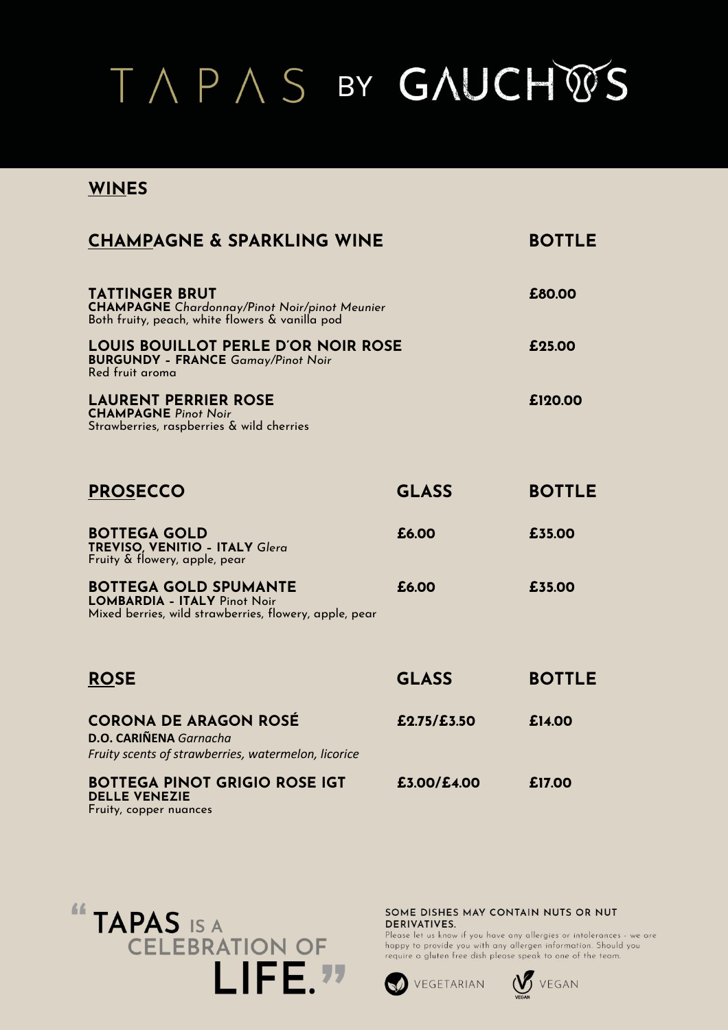# TAPAS BY GAUCHOS

## WINES

### CHAMPAGNE & SPARKLING WINE

| | BOTTLE |
|---|---|
| **TATTINGER BRUT**<br>**CHAMPAGNE** *Chardonnay/Pinot Noir/pinot Meunier*<br>Both fruity, peach, white flowers & vanilla pod | **£80.00** |
| **LOUIS BOUILLOT PERLE D'OR NOIR ROSE**<br>**BURGUNDY - FRANCE** *Gamay/Pinot Noir*<br>Red fruit aroma | **£25.00** |
| **LAURENT PERRIER ROSE**<br>**CHAMPAGNE** *Pinot Noir*<br>Strawberries, raspberries & wild cherries | **£120.00** |

### PROSECCO

| | GLASS | BOTTLE |
|---|---|---|
| **BOTTEGA GOLD**<br>**TREVISO, VENITIO - ITALY** *Glera*<br>Fruity & flowery, apple, pear | **£6.00** | **£35.00** |
| **BOTTEGA GOLD SPUMANTE**<br>**LOMBARDIA - ITALY** Pinot Noir<br>Mixed berries, wild strawberries, flowery, apple, pear | **£6.00** | **£35.00** |

### ROSE

| | GLASS | BOTTLE |
|---|---|---|
| **CORONA DE ARAGON ROSÉ**<br>**D.O. CARIÑENA** *Garnacha*<br>*Fruity scents of strawberries, watermelon, licorice* | **£2.75/£3.50** | **£14.00** |
| **BOTTEGA PINOT GRIGIO ROSE IGT DELLE VENEZIE**<br>Fruity, copper nuances | **£3.00/£4.00** | **£17.00** |

"TAPAS IS A CELEBRATION OF LIFE."

**SOME DISHES MAY CONTAIN NUTS OR NUT DERIVATIVES.**
Please let us know if you have any allergies or intolerances - we are happy to provide you with any allergen information. Should you require a gluten free dish please speak to one of the team.

VEGETARIAN VEGAN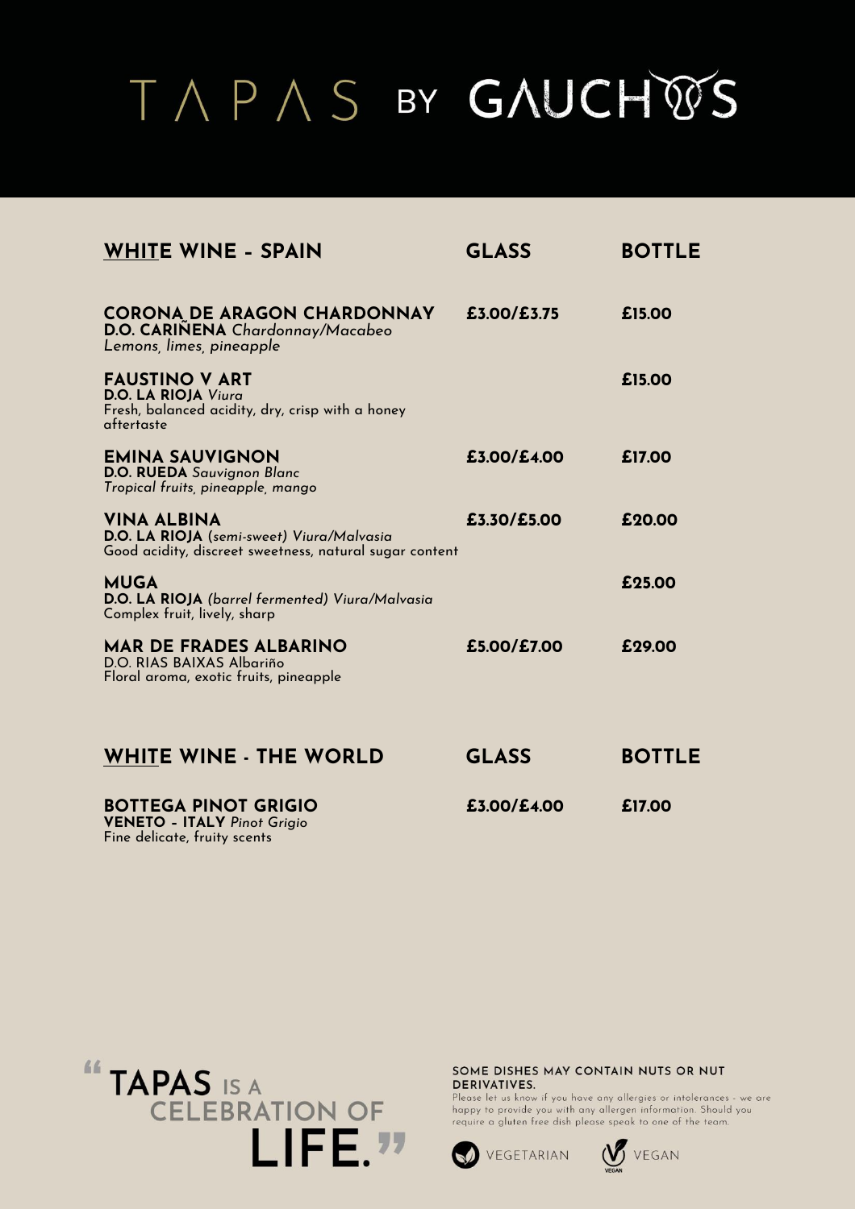# TAPAS BY GAUCHOS

| WHITE WINE - SPAIN | GLASS | BOTTLE |
|---|---|---|
| **CORONA DE ARAGON CHARDONNAY**<br>**D.O. CARIÑENA** *Chardonnay/Macabeo*<br>*Lemons, limes, pineapple* | £3.00/£3.75 | £15.00 |
| **FAUSTINO V ART**<br>**D.O. LA RIOJA** *Viura*<br>Fresh, balanced acidity, dry, crisp with a honey aftertaste | | £15.00 |
| **EMINA SAUVIGNON**<br>**D.O. RUEDA** *Sauvignon Blanc*<br>*Tropical fruits, pineapple, mango* | £3.00/£4.00 | £17.00 |
| **VINA ALBINA**<br>**D.O. LA RIOJA** *(semi-sweet) Viura/Malvasia*<br>Good acidity, discreet sweetness, natural sugar content | £3.30/£5.00 | £20.00 |
| **MUGA**<br>**D.O. LA RIOJA** *(barrel fermented) Viura/Malvasia*<br>Complex fruit, lively, sharp | | £25.00 |
| **MAR DE FRADES ALBARINO**<br>D.O. RIAS BAIXAS Albariño<br>Floral aroma, exotic fruits, pineapple | £5.00/£7.00 | £29.00 |

| WHITE WINE - THE WORLD | GLASS | BOTTLE |
|---|---|---|
| **BOTTEGA PINOT GRIGIO**<br>**VENETO - ITALY** *Pinot Grigio*<br>Fine delicate, fruity scents | £3.00/£4.00 | £17.00 |

"TAPAS IS A CELEBRATION OF LIFE."

**SOME DISHES MAY CONTAIN NUTS OR NUT DERIVATIVES.**
Please let us know if you have any allergies or intolerances - we are happy to provide you with any allergen information. Should you require a gluten free dish please speak to one of the team.

VEGETARIAN VEGAN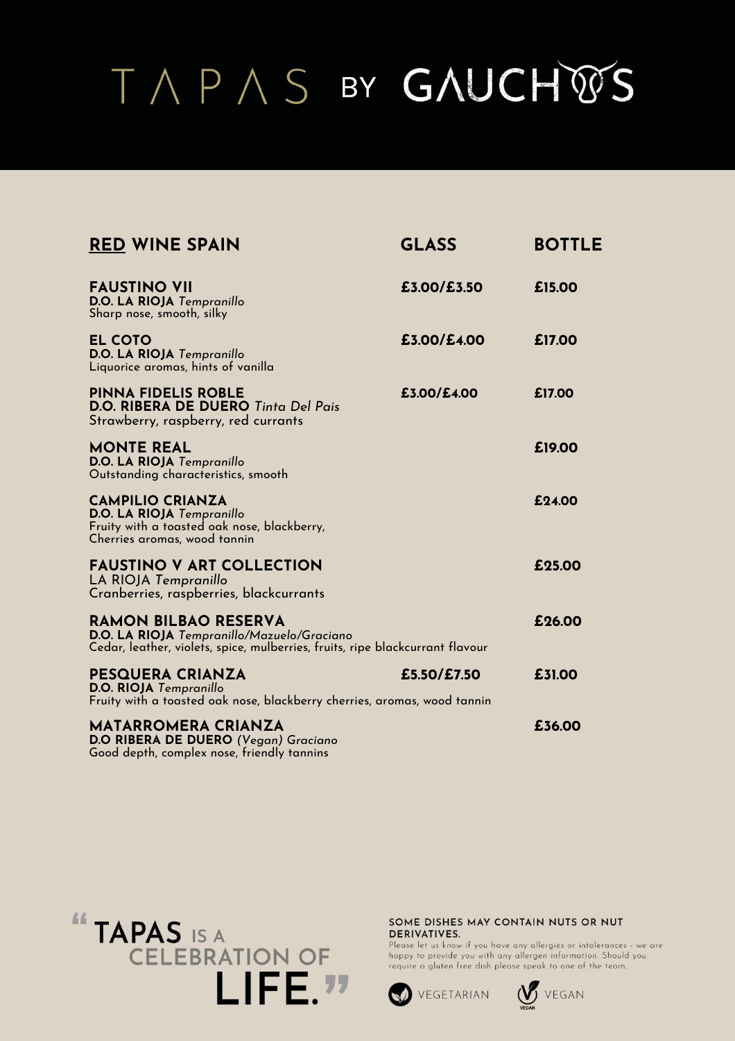# TAPAS BY GAUCHOS

| **RED WINE SPAIN** | **GLASS** | **BOTTLE** |
| --- | --- | --- |
| **FAUSTINO VII**<br>**D.O. LA RIOJA** *Tempranillo*<br>Sharp nose, smooth, silky | **£3.00/£3.50** | **£15.00** |
| **EL COTO**<br>**D.O. LA RIOJA** *Tempranillo*<br>Liquorice aromas, hints of vanilla | **£3.00/£4.00** | **£17.00** |
| **PINNA FIDELIS ROBLE**<br>**D.O. RIBERA DE DUERO** *Tinta Del Pais*<br>Strawberry, raspberry, red currants | **£3.00/£4.00** | **£17.00** |
| **MONTE REAL**<br>**D.O. LA RIOJA** *Tempranillo*<br>Outstanding characteristics, smooth | | **£19.00** |
| **CAMPILIO CRIANZA**<br>**D.O. LA RIOJA** *Tempranillo*<br>Fruity with a toasted oak nose, blackberry, Cherries aromas, wood tannin | | **£24.00** |
| **FAUSTINO V ART COLLECTION**<br>LA RIOJA *Tempranillo*<br>Cranberries, raspberries, blackcurrants | | **£25.00** |
| **RAMON BILBAO RESERVA**<br>**D.O. LA RIOJA** *Tempranillo/Mazuelo/Graciano*<br>Cedar, leather, violets, spice, mulberries, fruits, ripe blackcurrant flavour | | **£26.00** |
| **PESQUERA CRIANZA**<br>**D.O. RIOJA** *Tempranillo*<br>Fruity with a toasted oak nose, blackberry cherries, aromas, wood tannin | **£5.50/£7.50** | **£31.00** |
| **MATARROMERA CRIANZA**<br>**D.O RIBERA DE DUERO** *(Vegan) Graciano*<br>Good depth, complex nose, friendly tannins | | **£36.00** |

"TAPAS IS A CELEBRATION OF LIFE."

**SOME DISHES MAY CONTAIN NUTS OR NUT DERIVATIVES.**
Please let us know if you have any allergies or intolerances - we are happy to provide you with any allergen information. Should you require a gluten free dish please speak to one of the team.

VEGETARIAN VEGAN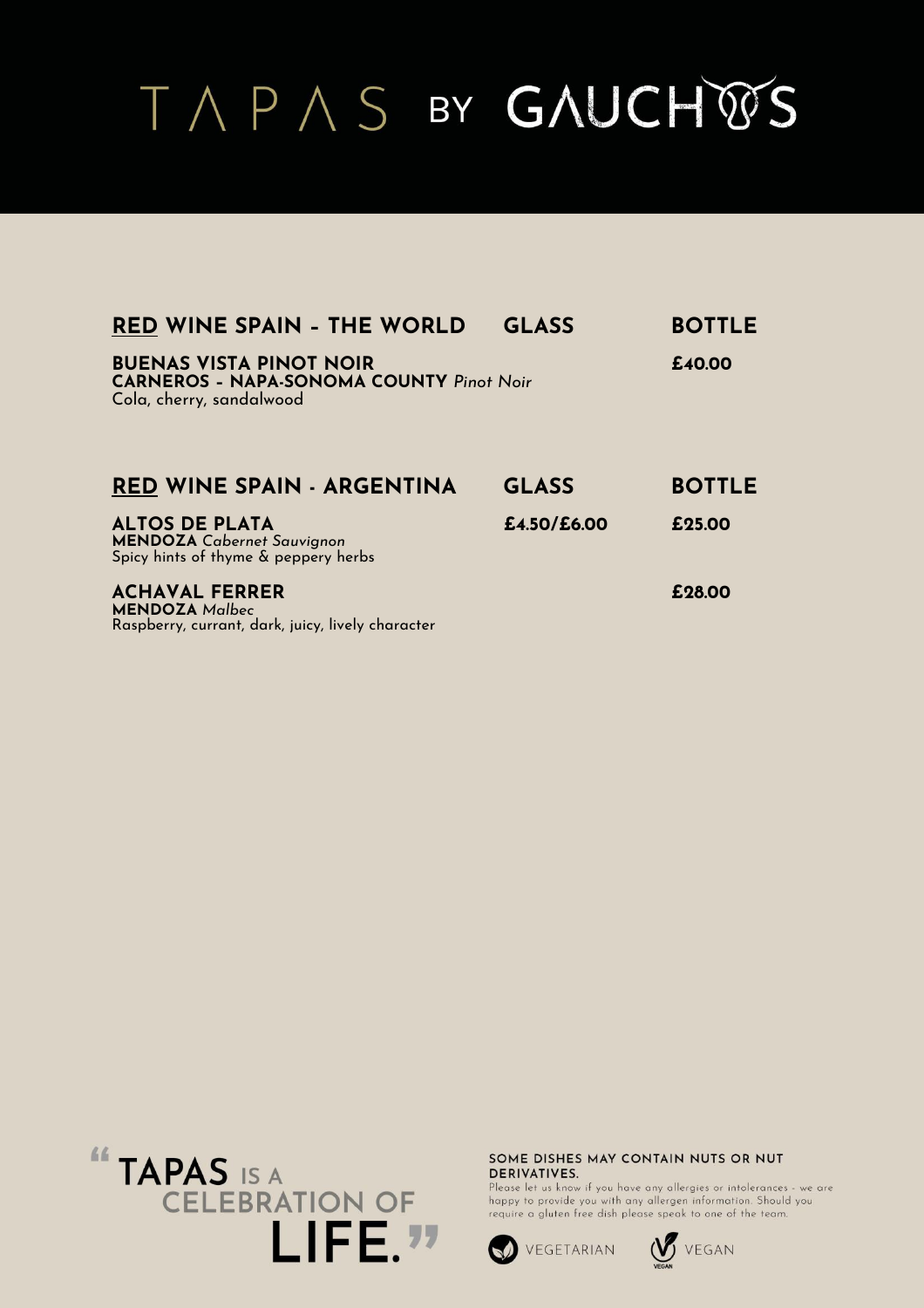# TAPAS BY GAUCHOS

| RED WINE SPAIN - THE WORLD | GLASS | BOTTLE |
|---|---|---|
| **BUENAS VISTA PINOT NOIR**<br>**CARNEROS - NAPA-SONOMA COUNTY** *Pinot Noir*<br>Cola, cherry, sandalwood | | **£40.00** |

| RED WINE SPAIN - ARGENTINA | GLASS | BOTTLE |
|---|---|---|
| **ALTOS DE PLATA**<br>**MENDOZA** *Cabernet Sauvignon*<br>Spicy hints of thyme & peppery herbs | **£4.50/£6.00** | **£25.00** |
| **ACHAVAL FERRER**<br>**MENDOZA** *Malbec*<br>Raspberry, currant, dark, juicy, lively character | | **£28.00** |

"TAPAS IS A CELEBRATION OF LIFE."

**SOME DISHES MAY CONTAIN NUTS OR NUT DERIVATIVES.**
Please let us know if you have any allergies or intolerances - we are happy to provide you with any allergen information. Should you require a gluten free dish please speak to one of the team.

VEGETARIAN VEGAN